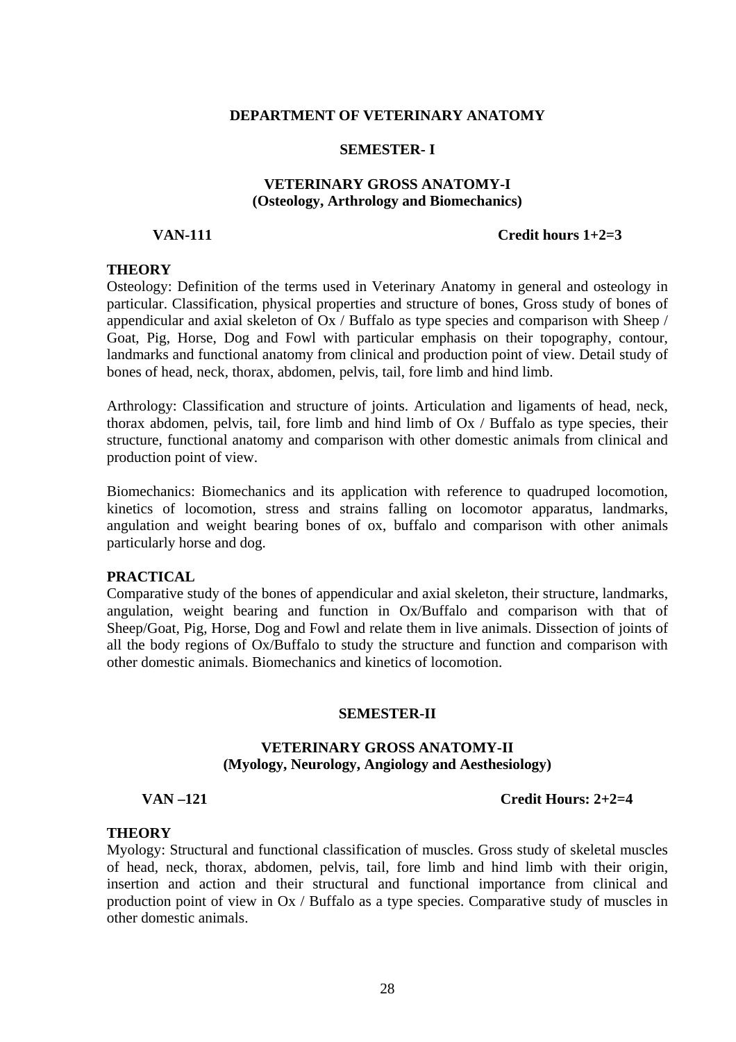# DEPARTMENT OF VETERINARY ANATOMY

## SEMESTER- I

### VETERINARY GROSS ANATOMY-I
### (Osteology, Arthrology and Biomechanics)

**VAN-111** **Credit hours 1+2=3**

**THEORY**

Osteology: Definition of the terms used in Veterinary Anatomy in general and osteology in particular. Classification, physical properties and structure of bones, Gross study of bones of appendicular and axial skeleton of Ox / Buffalo as type species and comparison with Sheep / Goat, Pig, Horse, Dog and Fowl with particular emphasis on their topography, contour, landmarks and functional anatomy from clinical and production point of view. Detail study of bones of head, neck, thorax, abdomen, pelvis, tail, fore limb and hind limb.

Arthrology: Classification and structure of joints. Articulation and ligaments of head, neck, thorax abdomen, pelvis, tail, fore limb and hind limb of Ox / Buffalo as type species, their structure, functional anatomy and comparison with other domestic animals from clinical and production point of view.

Biomechanics: Biomechanics and its application with reference to quadruped locomotion, kinetics of locomotion, stress and strains falling on locomotor apparatus, landmarks, angulation and weight bearing bones of ox, buffalo and comparison with other animals particularly horse and dog.

**PRACTICAL**

Comparative study of the bones of appendicular and axial skeleton, their structure, landmarks, angulation, weight bearing and function in Ox/Buffalo and comparison with that of Sheep/Goat, Pig, Horse, Dog and Fowl and relate them in live animals. Dissection of joints of all the body regions of Ox/Buffalo to study the structure and function and comparison with other domestic animals. Biomechanics and kinetics of locomotion.

## SEMESTER-II

### VETERINARY GROSS ANATOMY-II
### (Myology, Neurology, Angiology and Aesthesiology)

**VAN –121** **Credit Hours: 2+2=4**

**THEORY**

Myology: Structural and functional classification of muscles. Gross study of skeletal muscles of head, neck, thorax, abdomen, pelvis, tail, fore limb and hind limb with their origin, insertion and action and their structural and functional importance from clinical and production point of view in Ox / Buffalo as a type species. Comparative study of muscles in other domestic animals.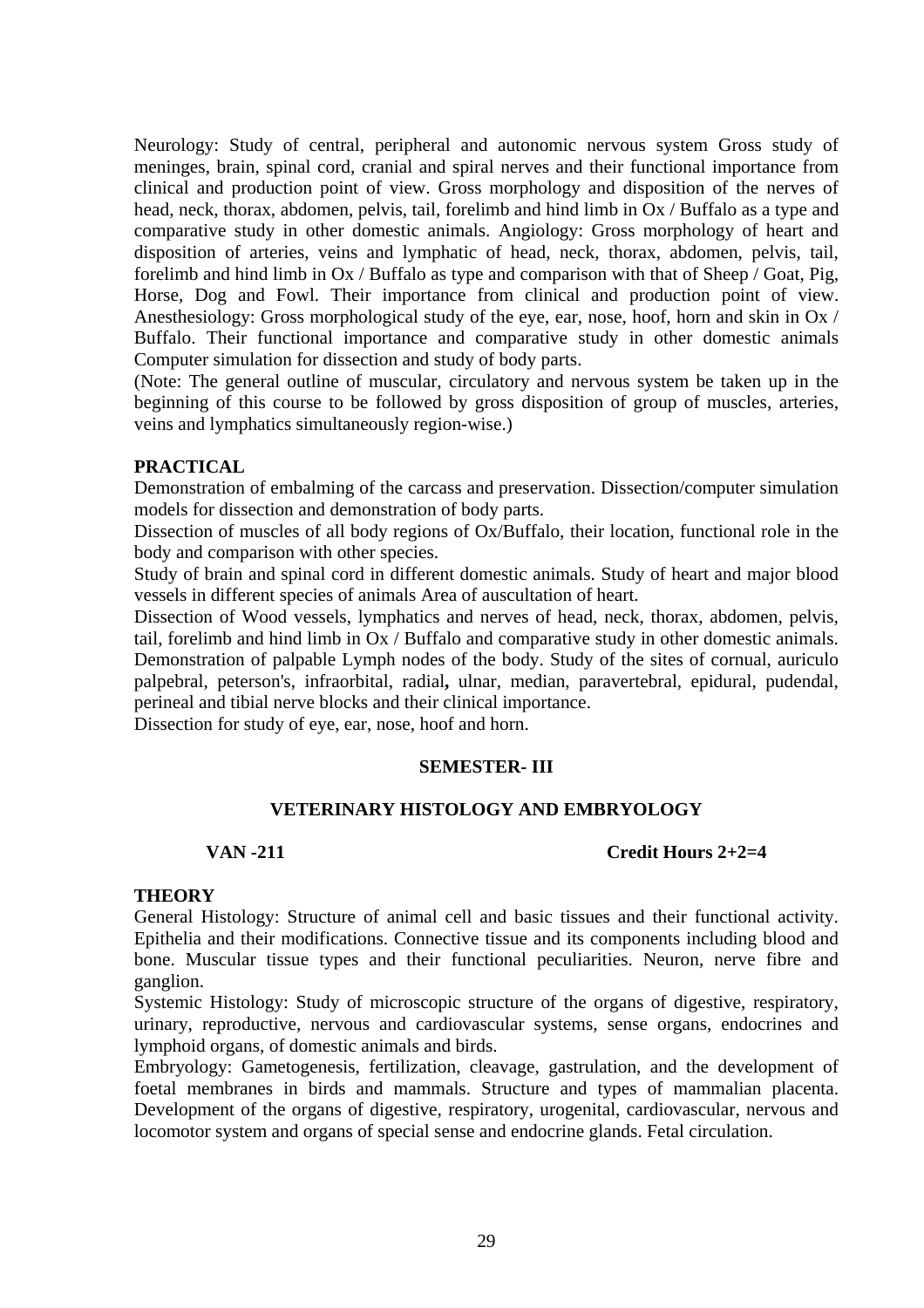Neurology: Study of central, peripheral and autonomic nervous system Gross study of meninges, brain, spinal cord, cranial and spiral nerves and their functional importance from clinical and production point of view. Gross morphology and disposition of the nerves of head, neck, thorax, abdomen, pelvis, tail, forelimb and hind limb in Ox / Buffalo as a type and comparative study in other domestic animals. Angiology: Gross morphology of heart and disposition of arteries, veins and lymphatic of head, neck, thorax, abdomen, pelvis, tail, forelimb and hind limb in Ox / Buffalo as type and comparison with that of Sheep / Goat, Pig, Horse, Dog and Fowl. Their importance from clinical and production point of view. Anesthesiology: Gross morphological study of the eye, ear, nose, hoof, horn and skin in Ox / Buffalo. Their functional importance and comparative study in other domestic animals Computer simulation for dissection and study of body parts.

(Note: The general outline of muscular, circulatory and nervous system be taken up in the beginning of this course to be followed by gross disposition of group of muscles, arteries, veins and lymphatics simultaneously region-wise.)

**PRACTICAL**

Demonstration of embalming of the carcass and preservation. Dissection/computer simulation models for dissection and demonstration of body parts.

Dissection of muscles of all body regions of Ox/Buffalo, their location, functional role in the body and comparison with other species.

Study of brain and spinal cord in different domestic animals. Study of heart and major blood vessels in different species of animals Area of auscultation of heart.

Dissection of Wood vessels, lymphatics and nerves of head, neck, thorax, abdomen, pelvis, tail, forelimb and hind limb in Ox / Buffalo and comparative study in other domestic animals. Demonstration of palpable Lymph nodes of the body. Study of the sites of cornual, auriculo palpebral, peterson's, infraorbital, radial**,** ulnar, median, paravertebral, epidural, pudendal, perineal and tibial nerve blocks and their clinical importance.

Dissection for study of eye, ear, nose, hoof and horn.

**SEMESTER- III**

**VETERINARY HISTOLOGY AND EMBRYOLOGY**

**VAN -211** **Credit Hours 2+2=4**

**THEORY**

General Histology: Structure of animal cell and basic tissues and their functional activity. Epithelia and their modifications. Connective tissue and its components including blood and bone. Muscular tissue types and their functional peculiarities. Neuron, nerve fibre and ganglion.

Systemic Histology: Study of microscopic structure of the organs of digestive, respiratory, urinary, reproductive, nervous and cardiovascular systems, sense organs, endocrines and lymphoid organs, of domestic animals and birds.

Embryology: Gametogenesis, fertilization, cleavage, gastrulation, and the development of foetal membranes in birds and mammals. Structure and types of mammalian placenta. Development of the organs of digestive, respiratory, urogenital, cardiovascular, nervous and locomotor system and organs of special sense and endocrine glands. Fetal circulation.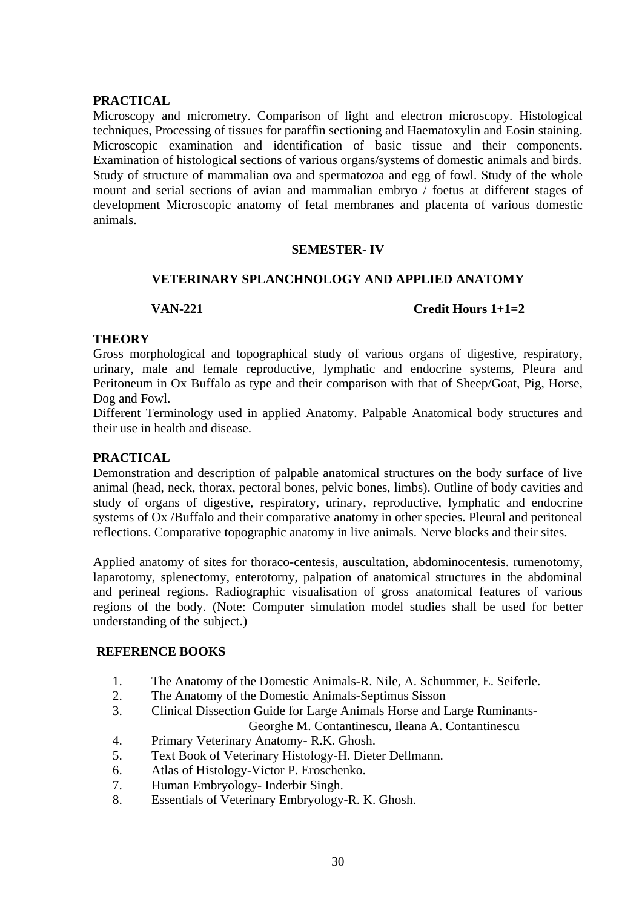**PRACTICAL**

Microscopy and micrometry. Comparison of light and electron microscopy. Histological techniques, Processing of tissues for paraffin sectioning and Haematoxylin and Eosin staining. Microscopic examination and identification of basic tissue and their components. Examination of histological sections of various organs/systems of domestic animals and birds. Study of structure of mammalian ova and spermatozoa and egg of fowl. Study of the whole mount and serial sections of avian and mammalian embryo / foetus at different stages of development Microscopic anatomy of fetal membranes and placenta of various domestic animals.

## SEMESTER- IV

### VETERINARY SPLANCHNOLOGY AND APPLIED ANATOMY

**VAN-221** **Credit Hours 1+1=2**

**THEORY**

Gross morphological and topographical study of various organs of digestive, respiratory, urinary, male and female reproductive, lymphatic and endocrine systems, Pleura and Peritoneum in Ox Buffalo as type and their comparison with that of Sheep/Goat, Pig, Horse, Dog and Fowl.

Different Terminology used in applied Anatomy. Palpable Anatomical body structures and their use in health and disease.

**PRACTICAL**

Demonstration and description of palpable anatomical structures on the body surface of live animal (head, neck, thorax, pectoral bones, pelvic bones, limbs). Outline of body cavities and study of organs of digestive, respiratory, urinary, reproductive, lymphatic and endocrine systems of Ox /Buffalo and their comparative anatomy in other species. Pleural and peritoneal reflections. Comparative topographic anatomy in live animals. Nerve blocks and their sites.

Applied anatomy of sites for thoraco-centesis, auscultation, abdominocentesis. rumenotomy, laparotomy, splenectomy, enterotorny, palpation of anatomical structures in the abdominal and perineal regions. Radiographic visualisation of gross anatomical features of various regions of the body. (Note: Computer simulation model studies shall be used for better understanding of the subject.)

**REFERENCE BOOKS**

1. The Anatomy of the Domestic Animals-R. Nile, A. Schummer, E. Seiferle.
2. The Anatomy of the Domestic Animals-Septimus Sisson
3. Clinical Dissection Guide for Large Animals Horse and Large Ruminants- Georghe M. Contantinescu, Ileana A. Contantinescu
4. Primary Veterinary Anatomy- R.K. Ghosh.
5. Text Book of Veterinary Histology-H. Dieter Dellmann.
6. Atlas of Histology-Victor P. Eroschenko.
7. Human Embryology- Inderbir Singh.
8. Essentials of Veterinary Embryology-R. K. Ghosh.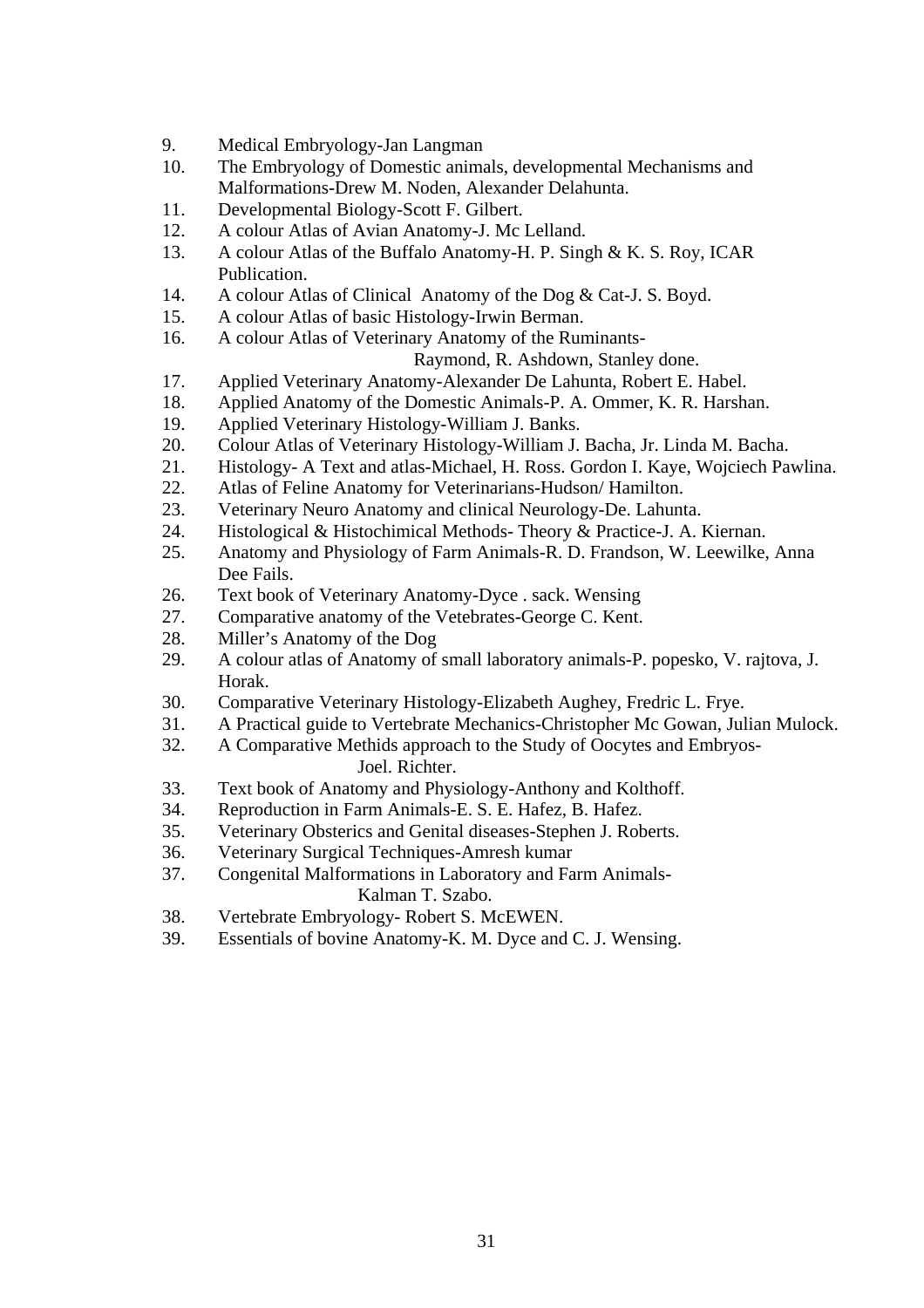9. Medical Embryology-Jan Langman
10. The Embryology of Domestic animals, developmental Mechanisms and Malformations-Drew M. Noden, Alexander Delahunta.
11. Developmental Biology-Scott F. Gilbert.
12. A colour Atlas of Avian Anatomy-J. Mc Lelland.
13. A colour Atlas of the Buffalo Anatomy-H. P. Singh & K. S. Roy, ICAR Publication.
14. A colour Atlas of Clinical Anatomy of the Dog & Cat-J. S. Boyd.
15. A colour Atlas of basic Histology-Irwin Berman.
16. A colour Atlas of Veterinary Anatomy of the Ruminants-
    Raymond, R. Ashdown, Stanley done.
17. Applied Veterinary Anatomy-Alexander De Lahunta, Robert E. Habel.
18. Applied Anatomy of the Domestic Animals-P. A. Ommer, K. R. Harshan.
19. Applied Veterinary Histology-William J. Banks.
20. Colour Atlas of Veterinary Histology-William J. Bacha, Jr. Linda M. Bacha.
21. Histology- A Text and atlas-Michael, H. Ross. Gordon I. Kaye, Wojciech Pawlina.
22. Atlas of Feline Anatomy for Veterinarians-Hudson/ Hamilton.
23. Veterinary Neuro Anatomy and clinical Neurology-De. Lahunta.
24. Histological & Histochimical Methods- Theory & Practice-J. A. Kiernan.
25. Anatomy and Physiology of Farm Animals-R. D. Frandson, W. Leewilke, Anna Dee Fails.
26. Text book of Veterinary Anatomy-Dyce . sack. Wensing
27. Comparative anatomy of the Vetebrates-George C. Kent.
28. Miller's Anatomy of the Dog
29. A colour atlas of Anatomy of small laboratory animals-P. popesko, V. rajtova, J. Horak.
30. Comparative Veterinary Histology-Elizabeth Aughey, Fredric L. Frye.
31. A Practical guide to Vertebrate Mechanics-Christopher Mc Gowan, Julian Mulock.
32. A Comparative Methids approach to the Study of Oocytes and Embryos-
    Joel. Richter.
33. Text book of Anatomy and Physiology-Anthony and Kolthoff.
34. Reproduction in Farm Animals-E. S. E. Hafez, B. Hafez.
35. Veterinary Obsterics and Genital diseases-Stephen J. Roberts.
36. Veterinary Surgical Techniques-Amresh kumar
37. Congenital Malformations in Laboratory and Farm Animals-
    Kalman T. Szabo.
38. Vertebrate Embryology- Robert S. McEWEN.
39. Essentials of bovine Anatomy-K. M. Dyce and C. J. Wensing.